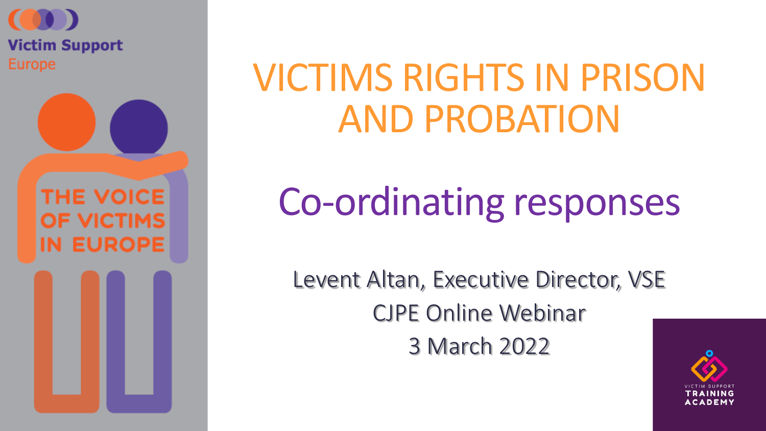Victim Support Europe

THE VOICE OF VICTIMS IN EUROPE

# VICTIMS RIGHTS IN PRISON AND PROBATION

## Co-ordinating responses

Levent Altan, Executive Director, VSE

CJPE Online Webinar

3 March 2022

VICTIM SUPPORT TRAINING ACADEMY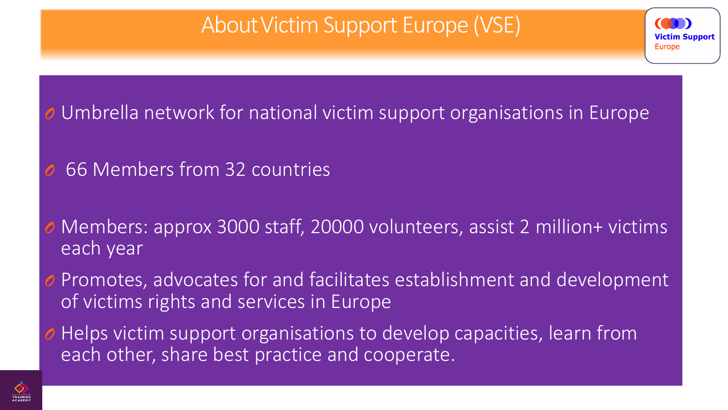# About Victim Support Europe (VSE)

- Umbrella network for national victim support organisations in Europe
- 66 Members from 32 countries
- Members: approx 3000 staff, 20000 volunteers, assist 2 million+ victims each year
- Promotes, advocates for and facilitates establishment and development of victims rights and services in Europe
- Helps victim support organisations to develop capacities, learn from each other, share best practice and cooperate.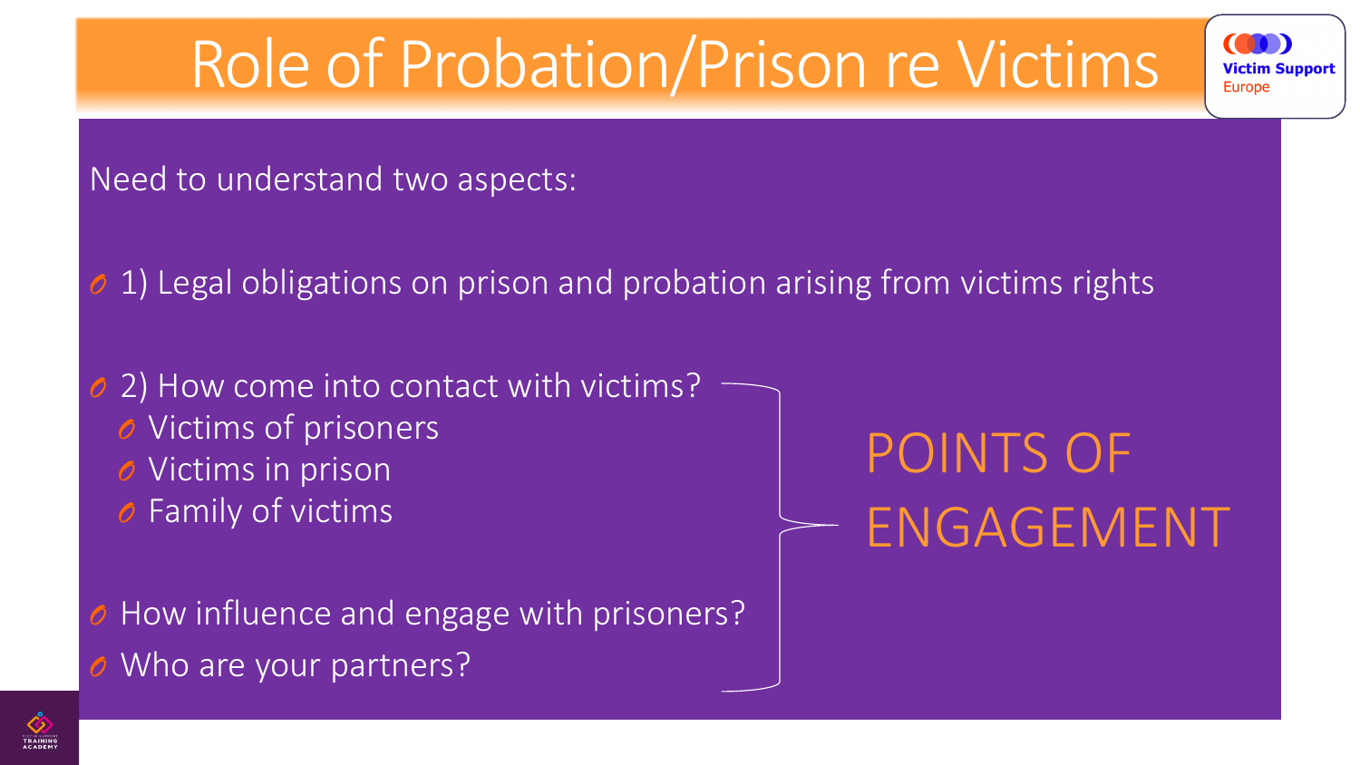# Role of Probation/Prison re Victims

Need to understand two aspects:

- 1) Legal obligations on prison and probation arising from victims rights
- 2) How come into contact with victims?
  - Victims of prisoners
  - Victims in prison
  - Family of victims
- How influence and engage with prisoners?
- Who are your partners?

POINTS OF ENGAGEMENT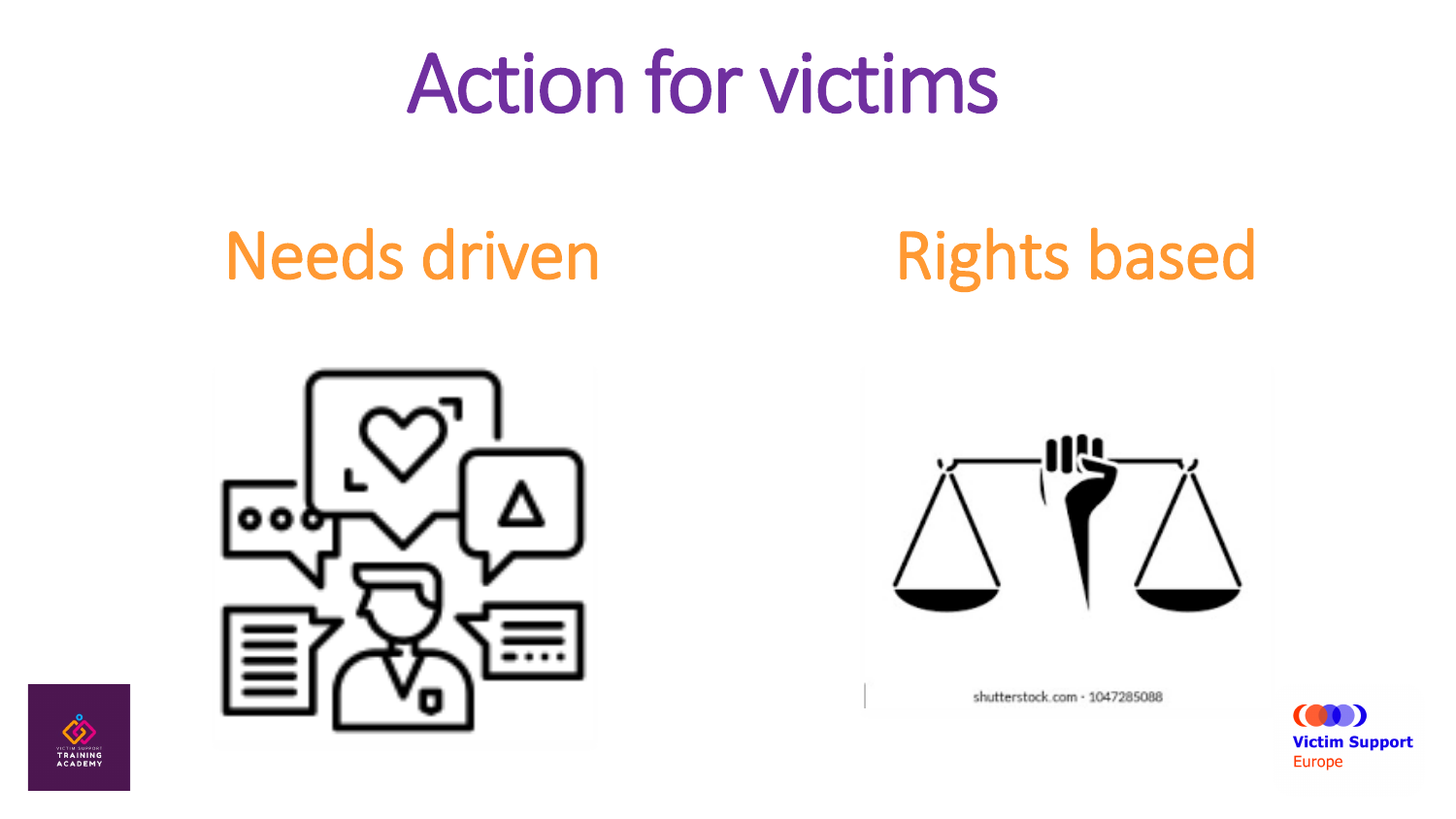# Action for victims

## Needs driven

## Rights based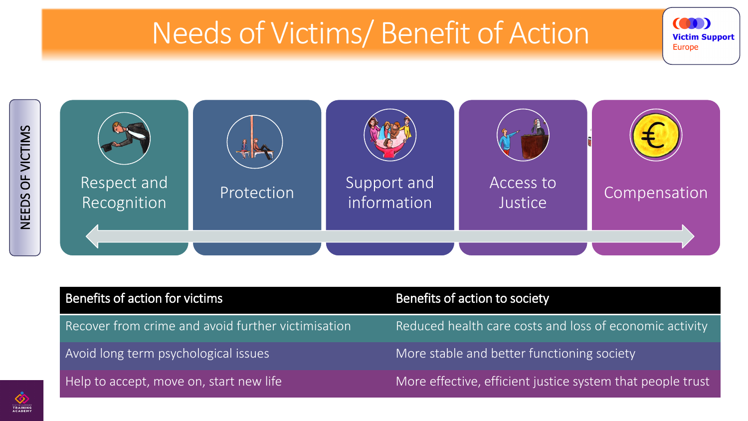# Needs of Victims/ Benefit of Action

**NEEDS OF VICTIMS**

- Respect and Recognition
- Protection
- Support and information
- Access to Justice
- Compensation

| Benefits of action for victims | Benefits of action to society |
| --- | --- |
| Recover from crime and avoid further victimisation | Reduced health care costs and loss of economic activity |
| Avoid long term psychological issues | More stable and better functioning society |
| Help to accept, move on, start new life | More effective, efficient justice system that people trust |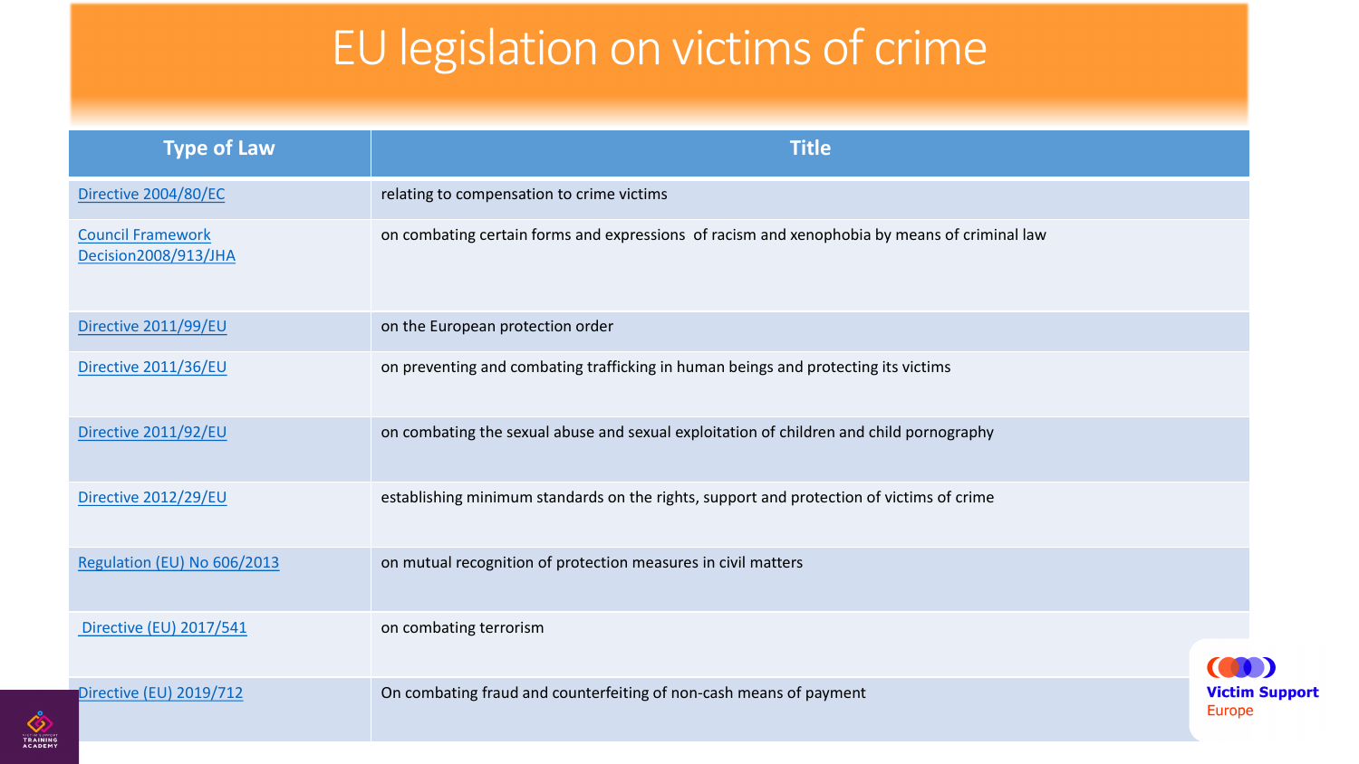# EU legislation on victims of crime

| Type of Law | Title |
|---|---|
| Directive 2004/80/EC | relating to compensation to crime victims |
| Council Framework Decision2008/913/JHA | on combating certain forms and expressions of racism and xenophobia by means of criminal law |
| Directive 2011/99/EU | on the European protection order |
| Directive 2011/36/EU | on preventing and combating trafficking in human beings and protecting its victims |
| Directive 2011/92/EU | on combating the sexual abuse and sexual exploitation of children and child pornography |
| Directive 2012/29/EU | establishing minimum standards on the rights, support and protection of victims of crime |
| Regulation (EU) No 606/2013 | on mutual recognition of protection measures in civil matters |
| Directive (EU) 2017/541 | on combating terrorism |
| Directive (EU) 2019/712 | On combating fraud and counterfeiting of non-cash means of payment |

Victim Support Europe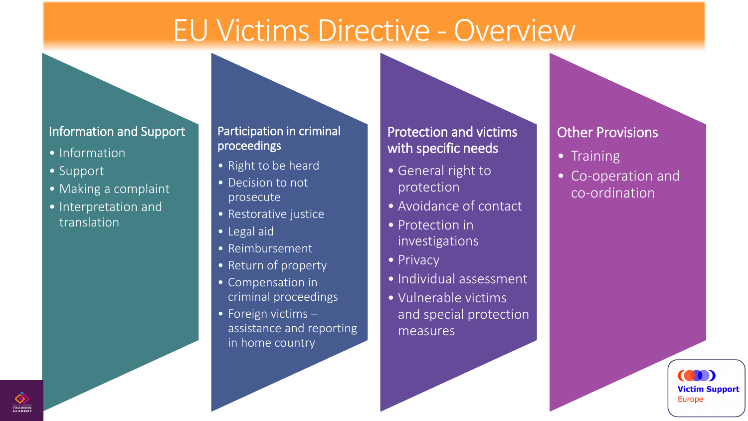# EU Victims Directive - Overview

## Information and Support

- Information
- Support
- Making a complaint
- Interpretation and translation

## Participation in criminal proceedings

- Right to be heard
- Decision to not prosecute
- Restorative justice
- Legal aid
- Reimbursement
- Return of property
- Compensation in criminal proceedings
- Foreign victims – assistance and reporting in home country

## Protection and victims with specific needs

- General right to protection
- Avoidance of contact
- Protection in investigations
- Privacy
- Individual assessment
- Vulnerable victims and special protection measures

## Other Provisions

- Training
- Co-operation and co-ordination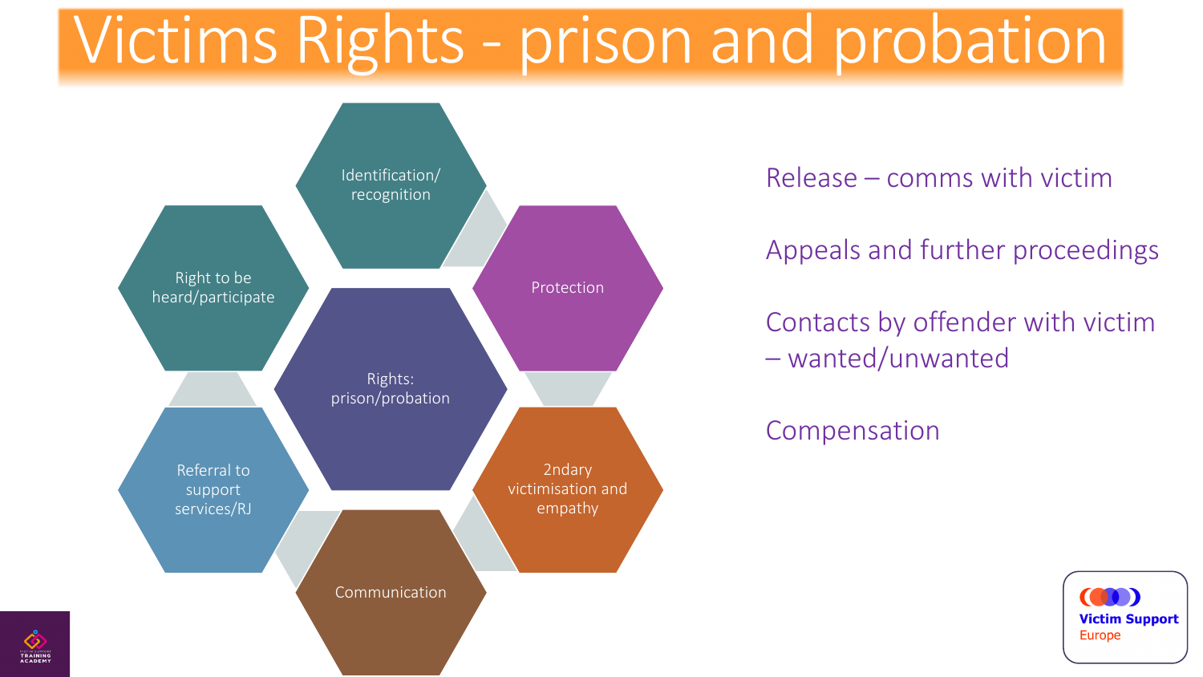# Victims Rights - prison and probation

- Rights: prison/probation
- Identification/ recognition
- Protection
- 2ndary victimisation and empathy
- Communication
- Referral to support services/RJ
- Right to be heard/participate

Release – comms with victim

Appeals and further proceedings

Contacts by offender with victim – wanted/unwanted

Compensation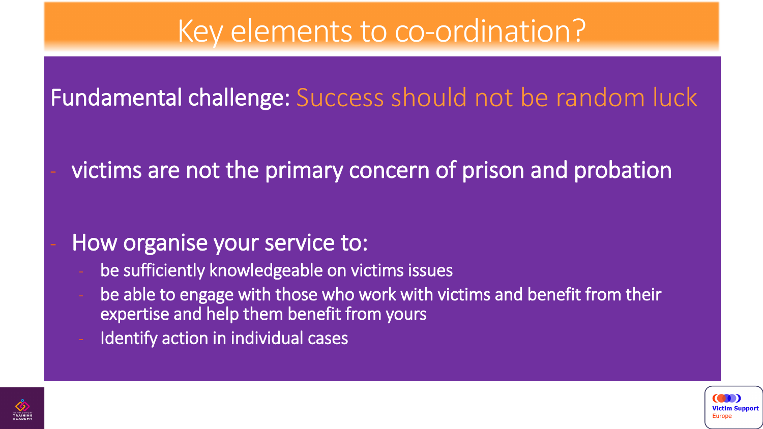# Key elements to co-ordination?

**Fundamental challenge:** Success should not be random luck

- victims are not the primary concern of prison and probation

- How organise your service to:
  - be sufficiently knowledgeable on victims issues
  - be able to engage with those who work with victims and benefit from their expertise and help them benefit from yours
  - Identify action in individual cases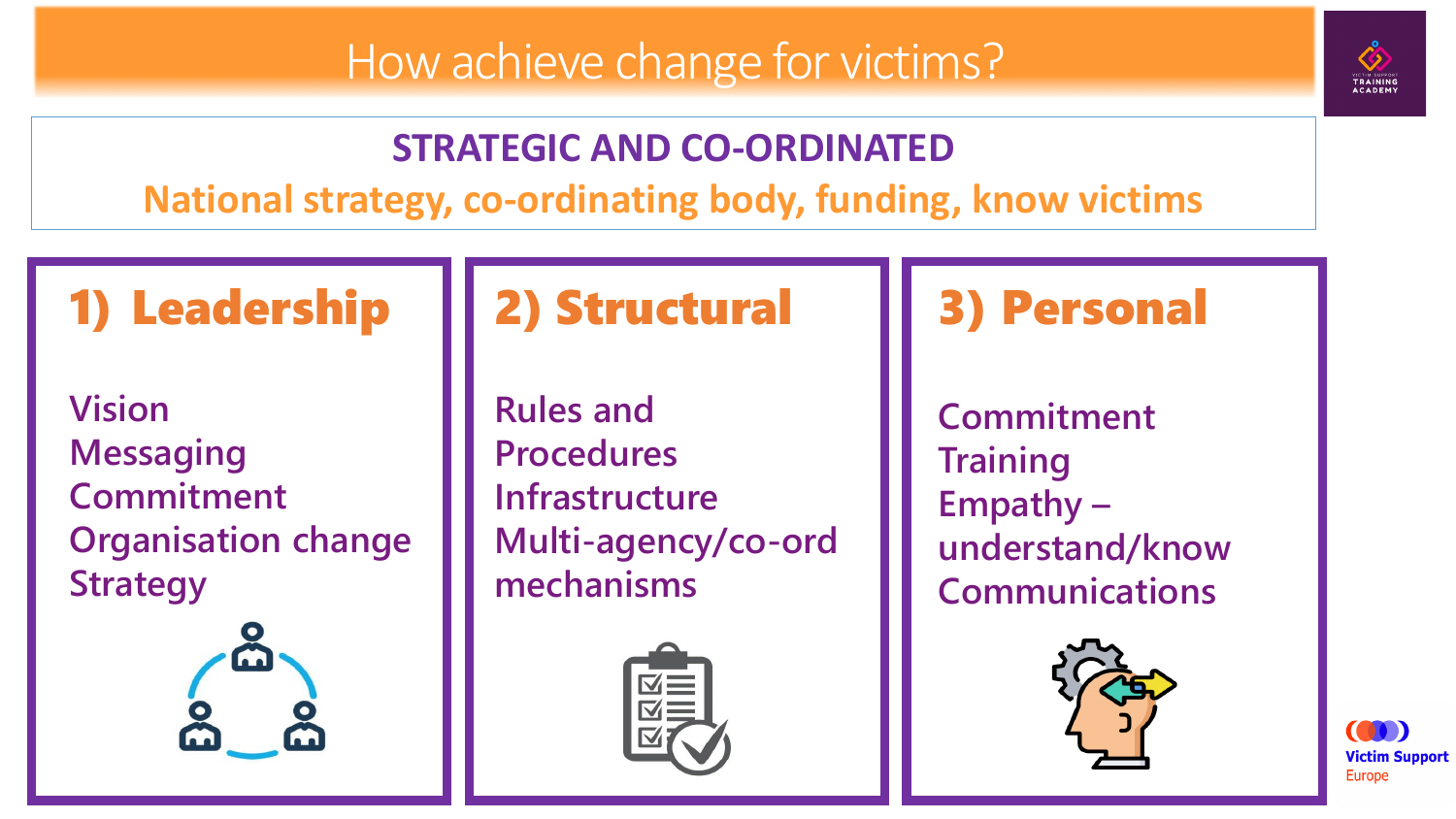# How achieve change for victims?

## STRATEGIC AND CO-ORDINATED

National strategy, co-ordinating body, funding, know victims

### 1) Leadership

Vision
Messaging
Commitment
Organisation change
Strategy

### 2) Structural

Rules and Procedures
Infrastructure
Multi-agency/co-ord mechanisms

### 3) Personal

Commitment
Training
Empathy – understand/know
Communications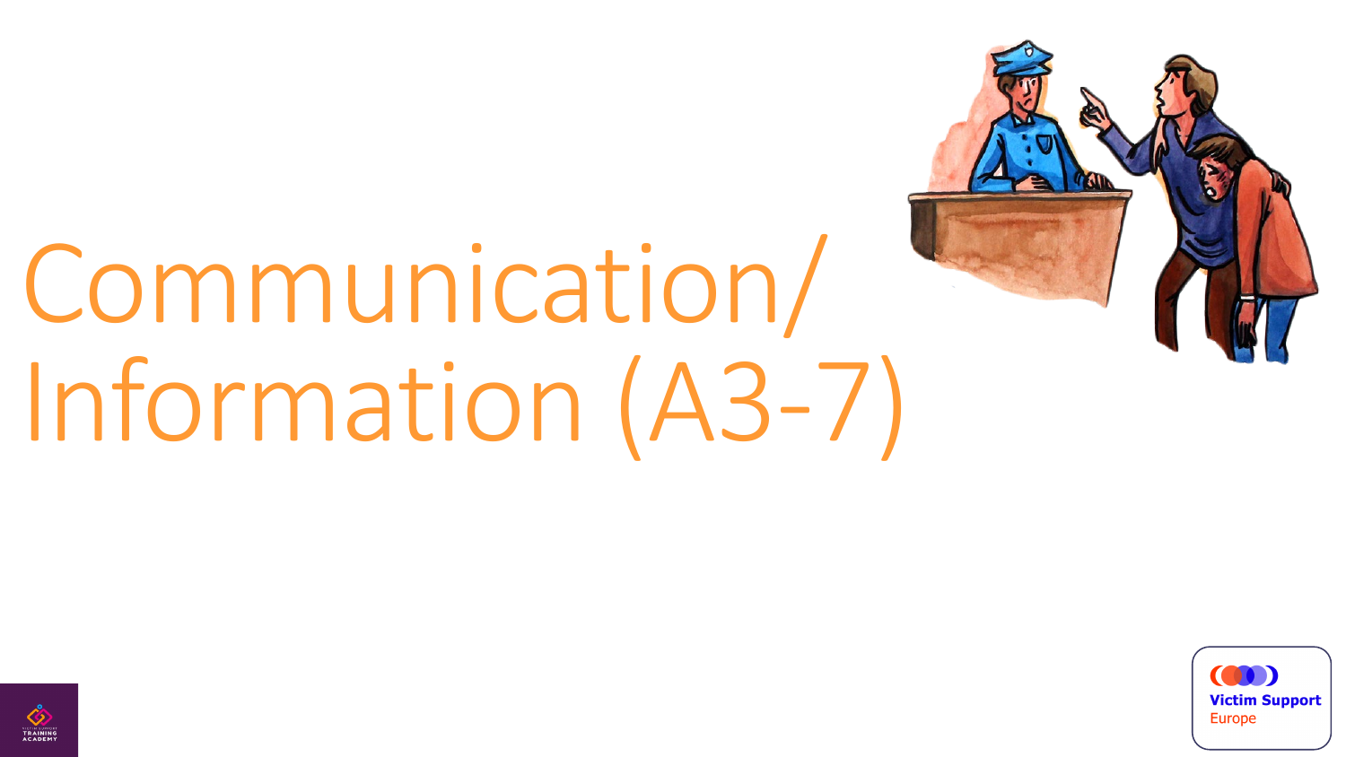# Communication/ Information (A3-7)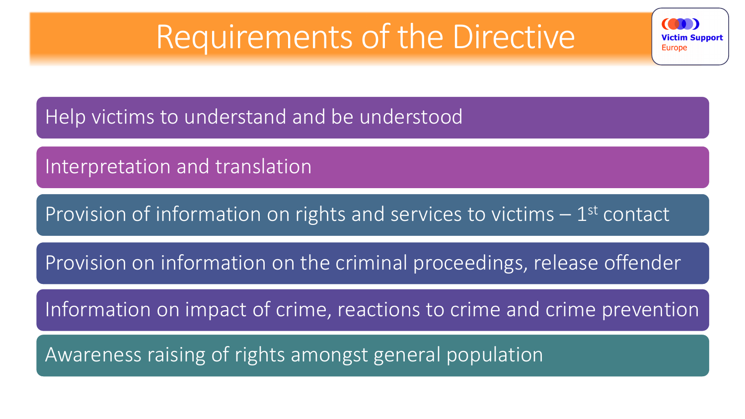# Requirements of the Directive

- Help victims to understand and be understood
- Interpretation and translation
- Provision of information on rights and services to victims – 1st contact
- Provision on information on the criminal proceedings, release offender
- Information on impact of crime, reactions to crime and crime prevention
- Awareness raising of rights amongst general population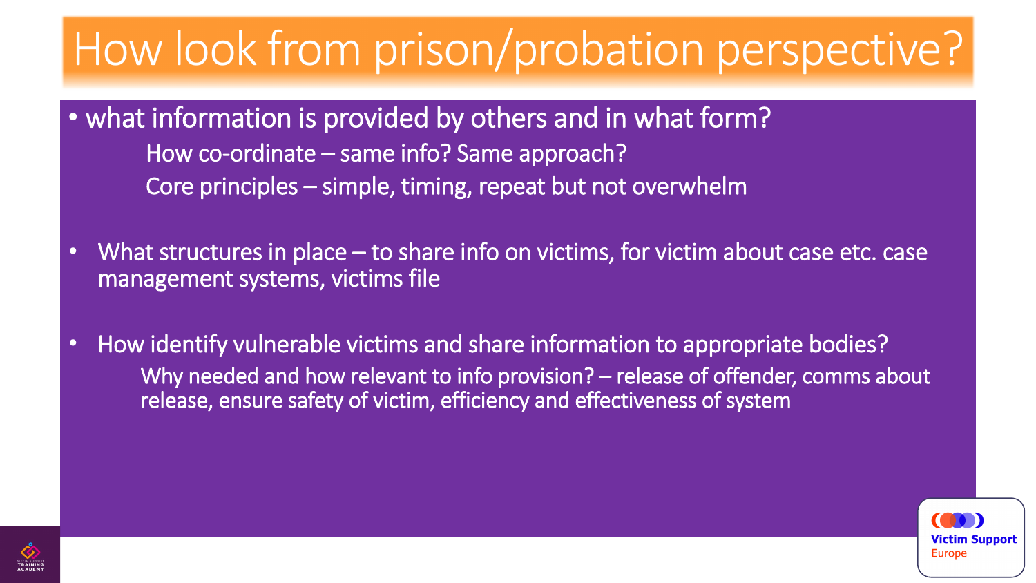# How look from prison/probation perspective?

- what information is provided by others and in what form?
  - How co-ordinate – same info? Same approach?
  - Core principles – simple, timing, repeat but not overwhelm
- What structures in place – to share info on victims, for victim about case etc. case management systems, victims file
- How identify vulnerable victims and share information to appropriate bodies?
  - Why needed and how relevant to info provision? – release of offender, comms about release, ensure safety of victim, efficiency and effectiveness of system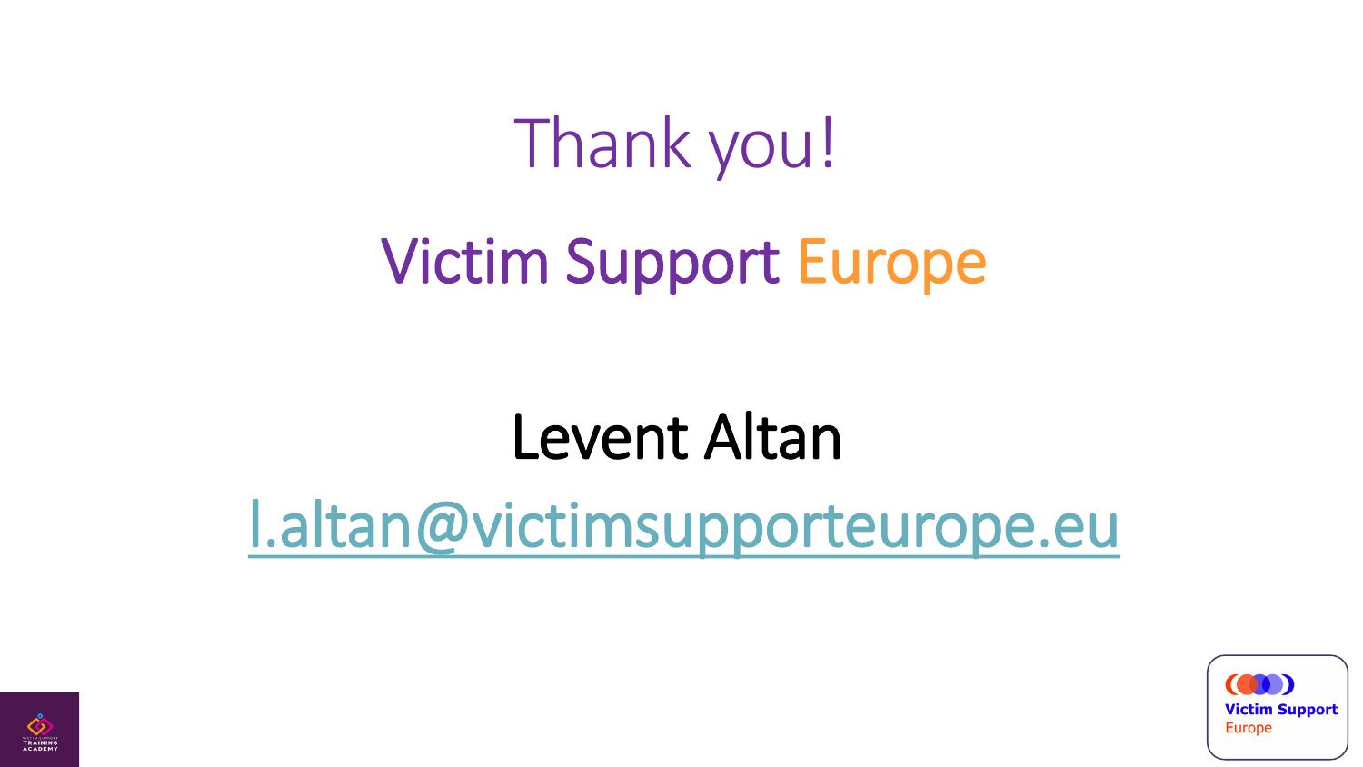# Thank you!

## Victim Support Europe

Levent Altan

l.altan@victimsupporteurope.eu